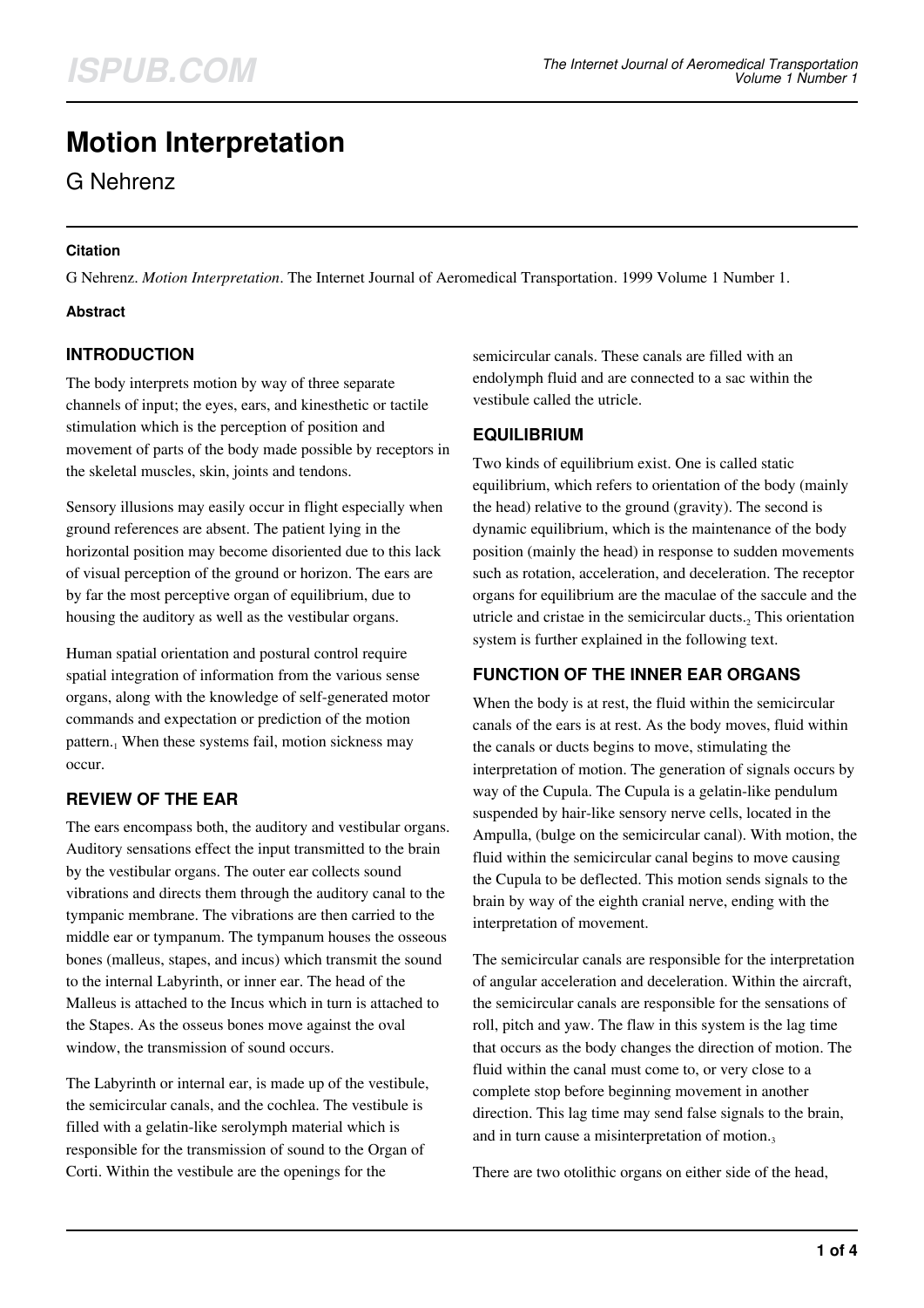# Motion Interpretation

G Nehrenz

### Citation

G Nehrenz. *Motion Interpretation*. The Internet Journal of Aeromedical Transportation. 1999 Volume 1 Number 1.

### Abstract

## INTRODUCTION

The body interprets motion by way of three separate channels of input; the eyes, ears, and kinesthetic or tactile stimulation which is the perception of position and movement of parts of the body made possible by receptors in the skeletal muscles, skin, joints and tendons.

Sensory illusions may easily occur in flight especially when ground references are absent. The patient lying in the horizontal position may become disoriented due to this lack of visual perception of the ground or horizon. The ears are by far the most perceptive organ of equilibrium, due to housing the auditory as well as the vestibular organs.

Human spatial orientation and postural control require spatial integration of information from the various sense organs, along with the knowledge of self-generated motor commands and expectation or prediction of the motion pattern.[1] When these systems fail, motion sickness may occur.

## REVIEW OF THE EAR

The ears encompass both, the auditory and vestibular organs. Auditory sensations effect the input transmitted to the brain by the vestibular organs. The outer ear collects sound vibrations and directs them through the auditory canal to the tympanic membrane. The vibrations are then carried to the middle ear or tympanum. The tympanum houses the osseous bones (malleus, stapes, and incus) which transmit the sound to the internal Labyrinth, or inner ear. The head of the Malleus is attached to the Incus which in turn is attached to the Stapes. As the osseus bones move against the oval window, the transmission of sound occurs.

The Labyrinth or internal ear, is made up of the vestibule, the semicircular canals, and the cochlea. The vestibule is filled with a gelatin-like serolymph material which is responsible for the transmission of sound to the Organ of Corti. Within the vestibule are the openings for the semicircular canals. These canals are filled with an endolymph fluid and are connected to a sac within the vestibule called the utricle.

## EQUILIBRIUM

Two kinds of equilibrium exist. One is called static equilibrium, which refers to orientation of the body (mainly the head) relative to the ground (gravity). The second is dynamic equilibrium, which is the maintenance of the body position (mainly the head) in response to sudden movements such as rotation, acceleration, and deceleration. The receptor organs for equilibrium are the maculae of the saccule and the utricle and cristae in the semicircular ducts.[2] This orientation system is further explained in the following text.

## FUNCTION OF THE INNER EAR ORGANS

When the body is at rest, the fluid within the semicircular canals of the ears is at rest. As the body moves, fluid within the canals or ducts begins to move, stimulating the interpretation of motion. The generation of signals occurs by way of the Cupula. The Cupula is a gelatin-like pendulum suspended by hair-like sensory nerve cells, located in the Ampulla, (bulge on the semicircular canal). With motion, the fluid within the semicircular canal begins to move causing the Cupula to be deflected. This motion sends signals to the brain by way of the eighth cranial nerve, ending with the interpretation of movement.

The semicircular canals are responsible for the interpretation of angular acceleration and deceleration. Within the aircraft, the semicircular canals are responsible for the sensations of roll, pitch and yaw. The flaw in this system is the lag time that occurs as the body changes the direction of motion. The fluid within the canal must come to, or very close to a complete stop before beginning movement in another direction. This lag time may send false signals to the brain, and in turn cause a misinterpretation of motion.[3]

There are two otolithic organs on either side of the head,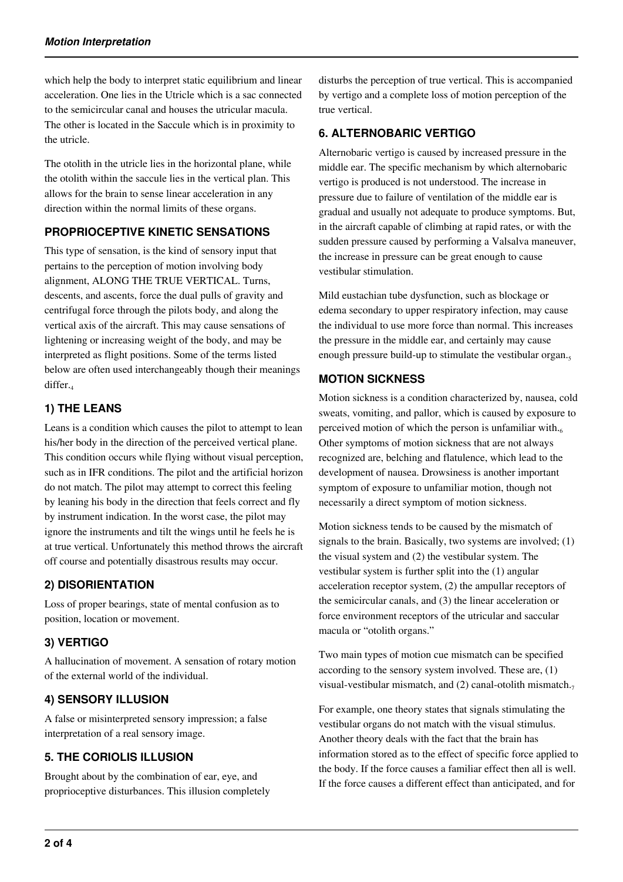which help the body to interpret static equilibrium and linear acceleration. One lies in the Utricle which is a sac connected to the semicircular canal and houses the utricular macula. The other is located in the Saccule which is in proximity to the utricle.

The otolith in the utricle lies in the horizontal plane, while the otolith within the saccule lies in the vertical plan. This allows for the brain to sense linear acceleration in any direction within the normal limits of these organs.

### PROPRIOCEPTIVE KINETIC SENSATIONS

This type of sensation, is the kind of sensory input that pertains to the perception of motion involving body alignment, ALONG THE TRUE VERTICAL. Turns, descents, and ascents, force the dual pulls of gravity and centrifugal force through the pilots body, and along the vertical axis of the aircraft. This may cause sensations of lightening or increasing weight of the body, and may be interpreted as flight positions. Some of the terms listed below are often used interchangeably though their meanings differ.[4]

### 1) THE LEANS

Leans is a condition which causes the pilot to attempt to lean his/her body in the direction of the perceived vertical plane. This condition occurs while flying without visual perception, such as in IFR conditions. The pilot and the artificial horizon do not match. The pilot may attempt to correct this feeling by leaning his body in the direction that feels correct and fly by instrument indication. In the worst case, the pilot may ignore the instruments and tilt the wings until he feels he is at true vertical. Unfortunately this method throws the aircraft off course and potentially disastrous results may occur.

### 2) DISORIENTATION

Loss of proper bearings, state of mental confusion as to position, location or movement.

### 3) VERTIGO

A hallucination of movement. A sensation of rotary motion of the external world of the individual.

### 4) SENSORY ILLUSION

A false or misinterpreted sensory impression; a false interpretation of a real sensory image.

### 5. THE CORIOLIS ILLUSION

Brought about by the combination of ear, eye, and proprioceptive disturbances. This illusion completely disturbs the perception of true vertical. This is accompanied by vertigo and a complete loss of motion perception of the true vertical.

### 6. ALTERNOBARIC VERTIGO

Alternobaric vertigo is caused by increased pressure in the middle ear. The specific mechanism by which alternobaric vertigo is produced is not understood. The increase in pressure due to failure of ventilation of the middle ear is gradual and usually not adequate to produce symptoms. But, in the aircraft capable of climbing at rapid rates, or with the sudden pressure caused by performing a Valsalva maneuver, the increase in pressure can be great enough to cause vestibular stimulation.

Mild eustachian tube dysfunction, such as blockage or edema secondary to upper respiratory infection, may cause the individual to use more force than normal. This increases the pressure in the middle ear, and certainly may cause enough pressure build-up to stimulate the vestibular organ.[5]

### MOTION SICKNESS

Motion sickness is a condition characterized by, nausea, cold sweats, vomiting, and pallor, which is caused by exposure to perceived motion of which the person is unfamiliar with.[6] Other symptoms of motion sickness that are not always recognized are, belching and flatulence, which lead to the development of nausea. Drowsiness is another important symptom of exposure to unfamiliar motion, though not necessarily a direct symptom of motion sickness.

Motion sickness tends to be caused by the mismatch of signals to the brain. Basically, two systems are involved; (1) the visual system and (2) the vestibular system. The vestibular system is further split into the (1) angular acceleration receptor system, (2) the ampullar receptors of the semicircular canals, and (3) the linear acceleration or force environment receptors of the utricular and saccular macula or "otolith organs."

Two main types of motion cue mismatch can be specified according to the sensory system involved. These are, (1) visual-vestibular mismatch, and (2) canal-otolith mismatch.[7]

For example, one theory states that signals stimulating the vestibular organs do not match with the visual stimulus. Another theory deals with the fact that the brain has information stored as to the effect of specific force applied to the body. If the force causes a familiar effect then all is well. If the force causes a different effect than anticipated, and for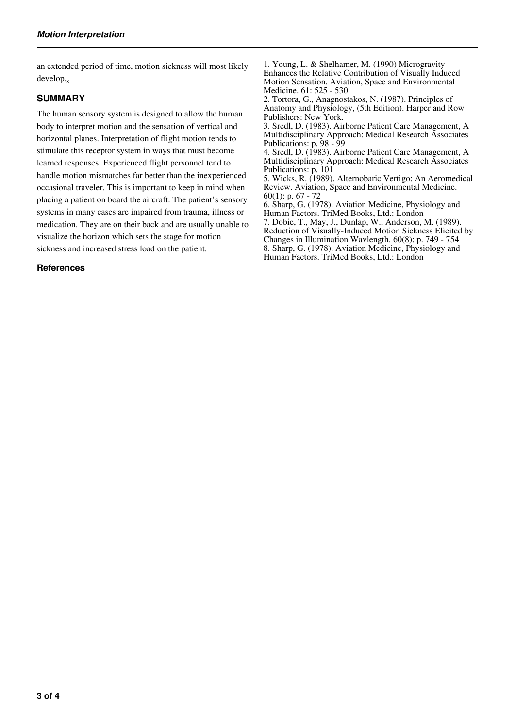an extended period of time, motion sickness will most likely develop.[8]

## SUMMARY

The human sensory system is designed to allow the human body to interpret motion and the sensation of vertical and horizontal planes. Interpretation of flight motion tends to stimulate this receptor system in ways that must become learned responses. Experienced flight personnel tend to handle motion mismatches far better than the inexperienced occasional traveler. This is important to keep in mind when placing a patient on board the aircraft. The patient's sensory systems in many cases are impaired from trauma, illness or medication. They are on their back and are usually unable to visualize the horizon which sets the stage for motion sickness and increased stress load on the patient.

### References

1. Young, L. & Shelhamer, M. (1990) Microgravity Enhances the Relative Contribution of Visually Induced Motion Sensation. Aviation, Space and Environmental Medicine. 61: 525 - 530
2. Tortora, G., Anagnostakos, N. (1987). Principles of Anatomy and Physiology, (5th Edition). Harper and Row Publishers: New York.
3. Sredl, D. (1983). Airborne Patient Care Management, A Multidisciplinary Approach: Medical Research Associates Publications: p. 98 - 99
4. Sredl, D. (1983). Airborne Patient Care Management, A Multidisciplinary Approach: Medical Research Associates Publications: p. 101
5. Wicks, R. (1989). Alternobaric Vertigo: An Aeromedical Review. Aviation, Space and Environmental Medicine. 60(1): p. 67 - 72
6. Sharp, G. (1978). Aviation Medicine, Physiology and Human Factors. TriMed Books, Ltd.: London
7. Dobie, T., May, J., Dunlap, W., Anderson, M. (1989). Reduction of Visually-Induced Motion Sickness Elicited by Changes in Illumination Wavlength. 60(8): p. 749 - 754
8. Sharp, G. (1978). Aviation Medicine, Physiology and Human Factors. TriMed Books, Ltd.: London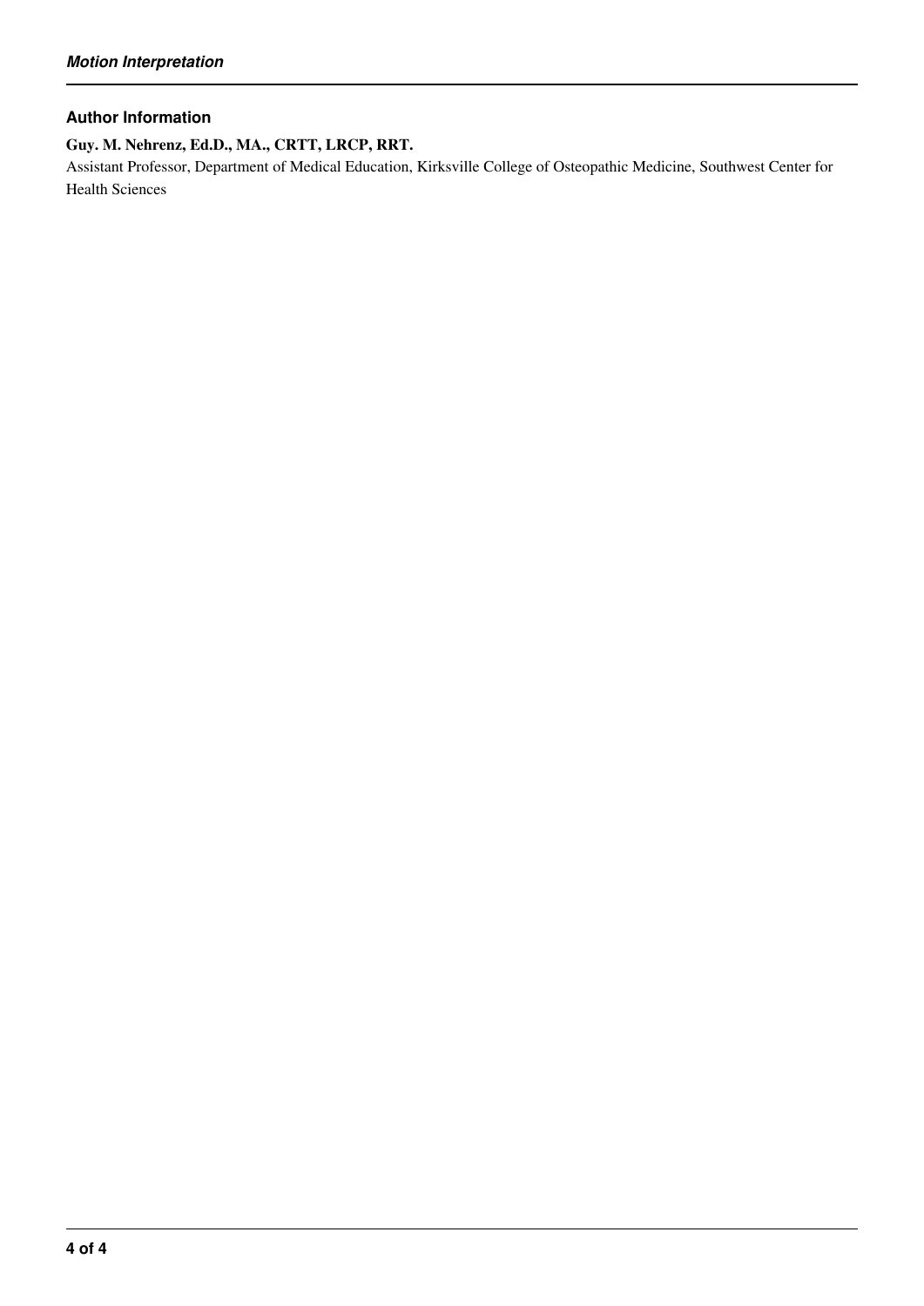### Author Information

**Guy. M. Nehrenz, Ed.D., MA., CRTT, LRCP, RRT.**

Assistant Professor, Department of Medical Education, Kirksville College of Osteopathic Medicine, Southwest Center for Health Sciences